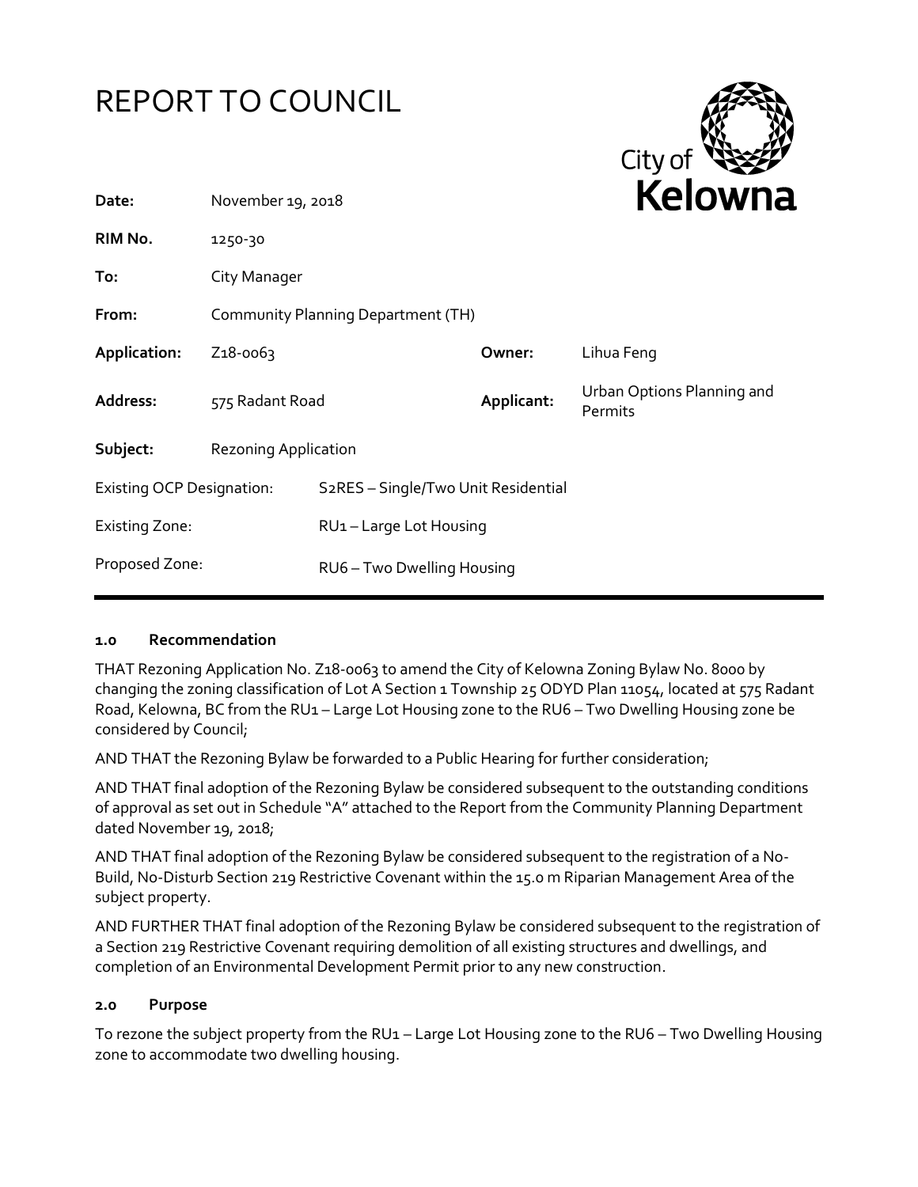# REPORT TO COUNCIL

City of **Kelowna**

| | | | |
|---|---|---|---|
| **Date:** | November 19, 2018 | | |
| **RIM No.** | 1250-30 | | |
| **To:** | City Manager | | |
| **From:** | Community Planning Department (TH) | | |
| **Application:** | Z18-0063 | **Owner:** | Lihua Feng |
| **Address:** | 575 Radant Road | **Applicant:** | Urban Options Planning and Permits |
| **Subject:** | Rezoning Application | | |

| | |
|---|---|
| Existing OCP Designation: | S2RES – Single/Two Unit Residential |
| Existing Zone: | RU1 – Large Lot Housing |
| Proposed Zone: | RU6 – Two Dwelling Housing |

## 1.0 Recommendation

THAT Rezoning Application No. Z18-0063 to amend the City of Kelowna Zoning Bylaw No. 8000 by changing the zoning classification of Lot A Section 1 Township 25 ODYD Plan 11054, located at 575 Radant Road, Kelowna, BC from the RU1 – Large Lot Housing zone to the RU6 – Two Dwelling Housing zone be considered by Council;

AND THAT the Rezoning Bylaw be forwarded to a Public Hearing for further consideration;

AND THAT final adoption of the Rezoning Bylaw be considered subsequent to the outstanding conditions of approval as set out in Schedule "A" attached to the Report from the Community Planning Department dated November 19, 2018;

AND THAT final adoption of the Rezoning Bylaw be considered subsequent to the registration of a No-Build, No-Disturb Section 219 Restrictive Covenant within the 15.0 m Riparian Management Area of the subject property.

AND FURTHER THAT final adoption of the Rezoning Bylaw be considered subsequent to the registration of a Section 219 Restrictive Covenant requiring demolition of all existing structures and dwellings, and completion of an Environmental Development Permit prior to any new construction.

## 2.0 Purpose

To rezone the subject property from the RU1 – Large Lot Housing zone to the RU6 – Two Dwelling Housing zone to accommodate two dwelling housing.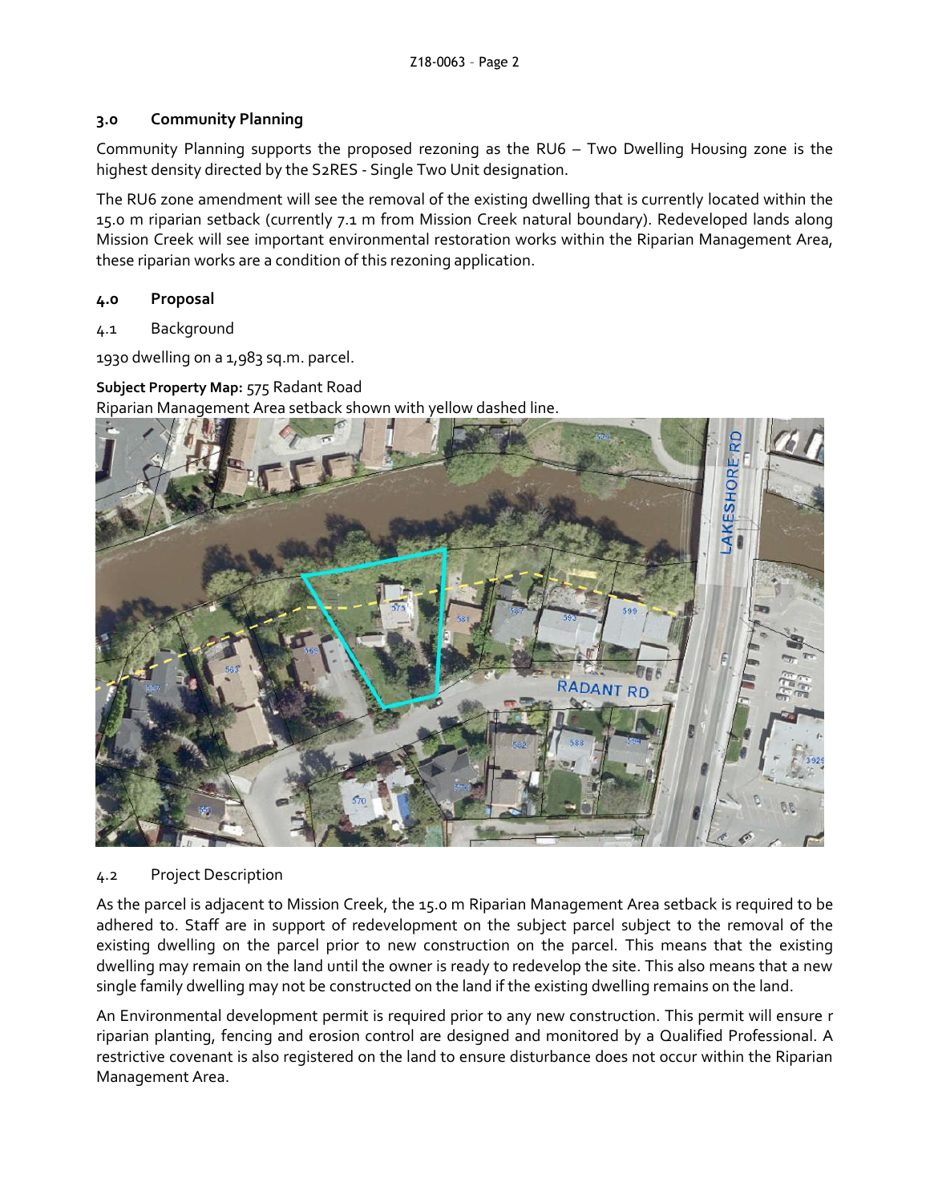## 3.0 Community Planning

Community Planning supports the proposed rezoning as the RU6 – Two Dwelling Housing zone is the highest density directed by the S2RES - Single Two Unit designation.

The RU6 zone amendment will see the removal of the existing dwelling that is currently located within the 15.0 m riparian setback (currently 7.1 m from Mission Creek natural boundary). Redeveloped lands along Mission Creek will see important environmental restoration works within the Riparian Management Area, these riparian works are a condition of this rezoning application.

## 4.0 Proposal

### 4.1 Background

1930 dwelling on a 1,983 sq.m. parcel.

**Subject Property Map:** 575 Radant Road
Riparian Management Area setback shown with yellow dashed line.

### 4.2 Project Description

As the parcel is adjacent to Mission Creek, the 15.0 m Riparian Management Area setback is required to be adhered to. Staff are in support of redevelopment on the subject parcel subject to the removal of the existing dwelling on the parcel prior to new construction on the parcel. This means that the existing dwelling may remain on the land until the owner is ready to redevelop the site. This also means that a new single family dwelling may not be constructed on the land if the existing dwelling remains on the land.

An Environmental development permit is required prior to any new construction. This permit will ensure r riparian planting, fencing and erosion control are designed and monitored by a Qualified Professional. A restrictive covenant is also registered on the land to ensure disturbance does not occur within the Riparian Management Area.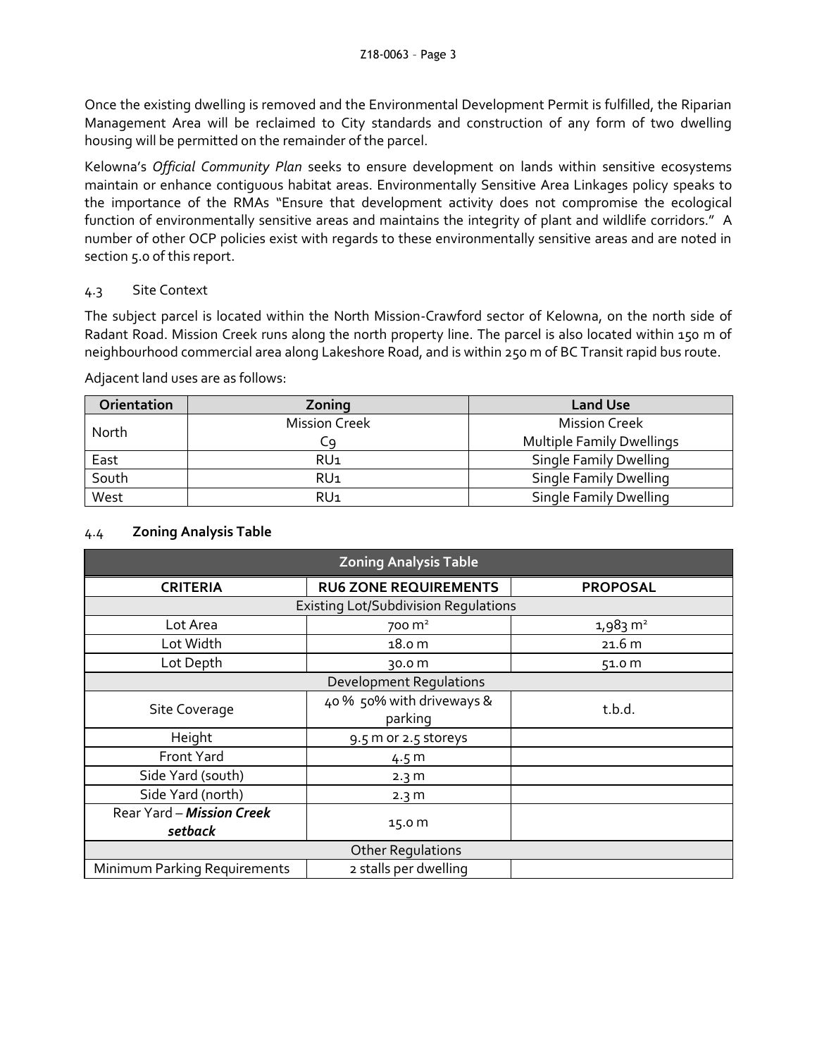Once the existing dwelling is removed and the Environmental Development Permit is fulfilled, the Riparian Management Area will be reclaimed to City standards and construction of any form of two dwelling housing will be permitted on the remainder of the parcel.

Kelowna's *Official Community Plan* seeks to ensure development on lands within sensitive ecosystems maintain or enhance contiguous habitat areas. Environmentally Sensitive Area Linkages policy speaks to the importance of the RMAs "Ensure that development activity does not compromise the ecological function of environmentally sensitive areas and maintains the integrity of plant and wildlife corridors." A number of other OCP policies exist with regards to these environmentally sensitive areas and are noted in section 5.0 of this report.

### 4.3 Site Context

The subject parcel is located within the North Mission-Crawford sector of Kelowna, on the north side of Radant Road. Mission Creek runs along the north property line. The parcel is also located within 150 m of neighbourhood commercial area along Lakeshore Road, and is within 250 m of BC Transit rapid bus route.

Adjacent land uses are as follows:

| Orientation | Zoning | Land Use |
|---|---|---|
| North | Mission Creek<br>C9 | Mission Creek<br>Multiple Family Dwellings |
| East | RU1 | Single Family Dwelling |
| South | RU1 | Single Family Dwelling |
| West | RU1 | Single Family Dwelling |

### 4.4 **Zoning Analysis Table**

| Zoning Analysis Table | | |
|---|---|---|
| **CRITERIA** | **RU6 ZONE REQUIREMENTS** | **PROPOSAL** |
| Existing Lot/Subdivision Regulations | | |
| Lot Area | 700 m² | 1,983 m² |
| Lot Width | 18.0 m | 21.6 m |
| Lot Depth | 30.0 m | 51.0 m |
| Development Regulations | | |
| Site Coverage | 40 % 50% with driveways & parking | t.b.d. |
| Height | 9.5 m or 2.5 storeys | |
| Front Yard | 4.5 m | |
| Side Yard (south) | 2.3 m | |
| Side Yard (north) | 2.3 m | |
| Rear Yard – ***Mission Creek setback*** | 15.0 m | |
| Other Regulations | | |
| Minimum Parking Requirements | 2 stalls per dwelling | |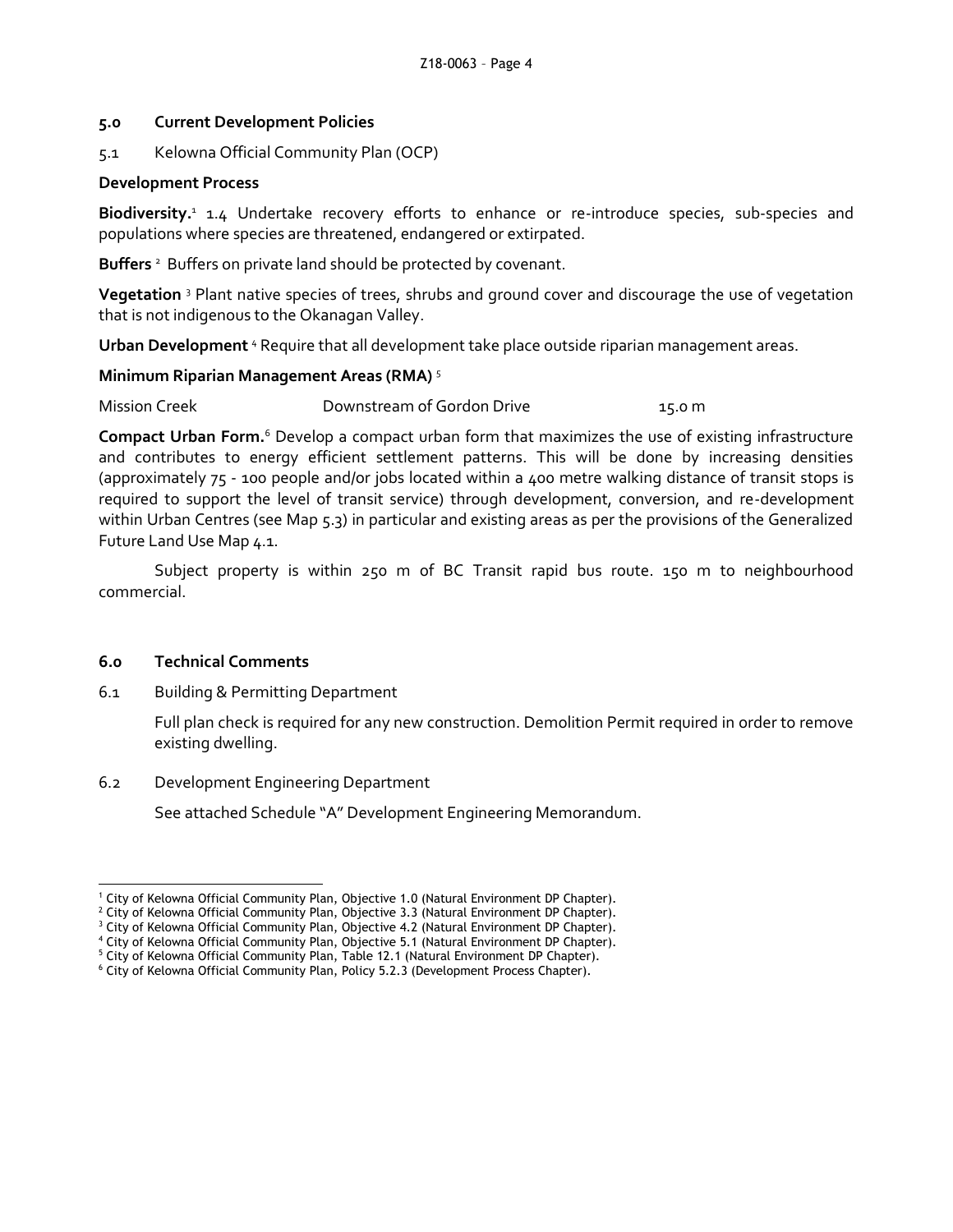## 5.0 Current Development Policies

5.1 Kelowna Official Community Plan (OCP)

**Development Process**

**Biodiversity.**[1] 1.4 Undertake recovery efforts to enhance or re-introduce species, sub-species and populations where species are threatened, endangered or extirpated.

**Buffers** [2] Buffers on private land should be protected by covenant.

**Vegetation** [3] Plant native species of trees, shrubs and ground cover and discourage the use of vegetation that is not indigenous to the Okanagan Valley.

**Urban Development** [4] Require that all development take place outside riparian management areas.

**Minimum Riparian Management Areas (RMA)** [5]

| Mission Creek | Downstream of Gordon Drive | 15.0 m |
|---|---|---|

**Compact Urban Form.**[6] Develop a compact urban form that maximizes the use of existing infrastructure and contributes to energy efficient settlement patterns. This will be done by increasing densities (approximately 75 - 100 people and/or jobs located within a 400 metre walking distance of transit stops is required to support the level of transit service) through development, conversion, and re-development within Urban Centres (see Map 5.3) in particular and existing areas as per the provisions of the Generalized Future Land Use Map 4.1.

Subject property is within 250 m of BC Transit rapid bus route. 150 m to neighbourhood commercial.

## 6.0 Technical Comments

6.1 Building & Permitting Department

Full plan check is required for any new construction. Demolition Permit required in order to remove existing dwelling.

6.2 Development Engineering Department

See attached Schedule "A" Development Engineering Memorandum.

---

[1] City of Kelowna Official Community Plan, Objective 1.0 (Natural Environment DP Chapter).
[2] City of Kelowna Official Community Plan, Objective 3.3 (Natural Environment DP Chapter).
[3] City of Kelowna Official Community Plan, Objective 4.2 (Natural Environment DP Chapter).
[4] City of Kelowna Official Community Plan, Objective 5.1 (Natural Environment DP Chapter).
[5] City of Kelowna Official Community Plan, Table 12.1 (Natural Environment DP Chapter).
[6] City of Kelowna Official Community Plan, Policy 5.2.3 (Development Process Chapter).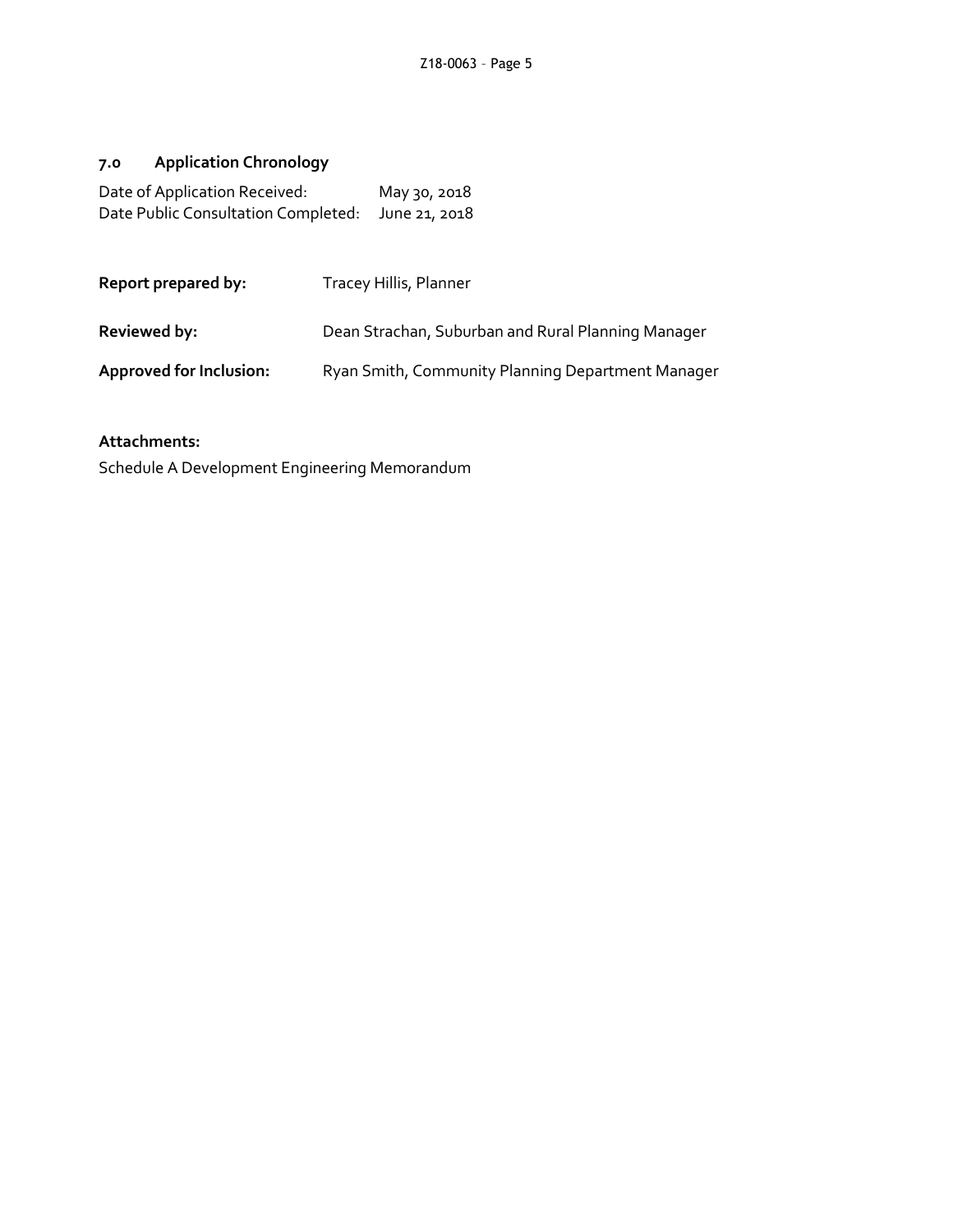## 7.0 Application Chronology

Date of Application Received: May 30, 2018
Date Public Consultation Completed: June 21, 2018

**Report prepared by:** Tracey Hillis, Planner

**Reviewed by:** Dean Strachan, Suburban and Rural Planning Manager

**Approved for Inclusion:** Ryan Smith, Community Planning Department Manager

**Attachments:**

Schedule A Development Engineering Memorandum